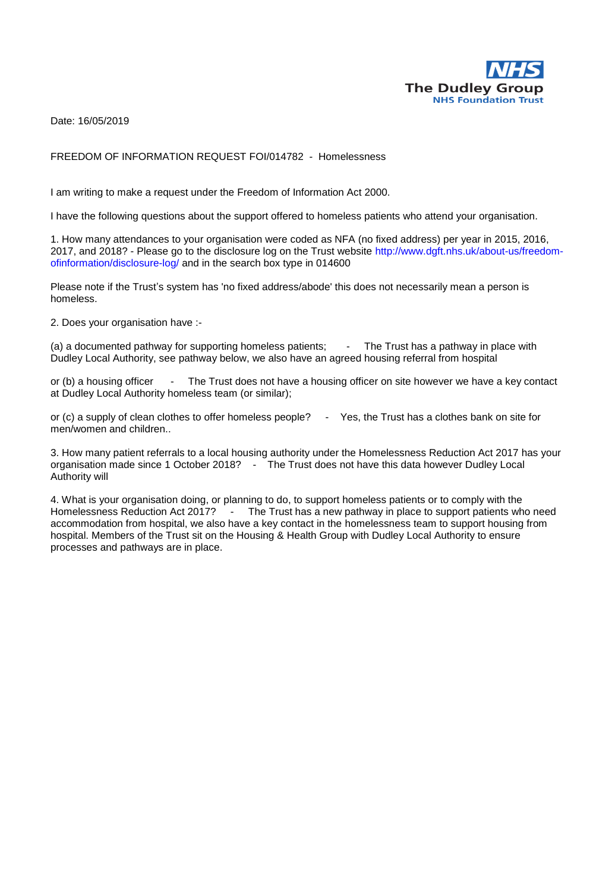The Dudley Group
NHS Foundation Trust

Date: 16/05/2019

FREEDOM OF INFORMATION REQUEST FOI/014782 - Homelessness

I am writing to make a request under the Freedom of Information Act 2000.

I have the following questions about the support offered to homeless patients who attend your organisation.

1. How many attendances to your organisation were coded as NFA (no fixed address) per year in 2015, 2016, 2017, and 2018? - Please go to the disclosure log on the Trust website http://www.dgft.nhs.uk/about-us/freedom-ofinformation/disclosure-log/ and in the search box type in 014600

Please note if the Trust's system has 'no fixed address/abode' this does not necessarily mean a person is homeless.

2. Does your organisation have :-

(a) a documented pathway for supporting homeless patients; - The Trust has a pathway in place with Dudley Local Authority, see pathway below, we also have an agreed housing referral from hospital

or (b) a housing officer - The Trust does not have a housing officer on site however we have a key contact at Dudley Local Authority homeless team (or similar);

or (c) a supply of clean clothes to offer homeless people? - Yes, the Trust has a clothes bank on site for men/women and children..

3. How many patient referrals to a local housing authority under the Homelessness Reduction Act 2017 has your organisation made since 1 October 2018? - The Trust does not have this data however Dudley Local Authority will

4. What is your organisation doing, or planning to do, to support homeless patients or to comply with the Homelessness Reduction Act 2017? - The Trust has a new pathway in place to support patients who need accommodation from hospital, we also have a key contact in the homelessness team to support housing from hospital. Members of the Trust sit on the Housing & Health Group with Dudley Local Authority to ensure processes and pathways are in place.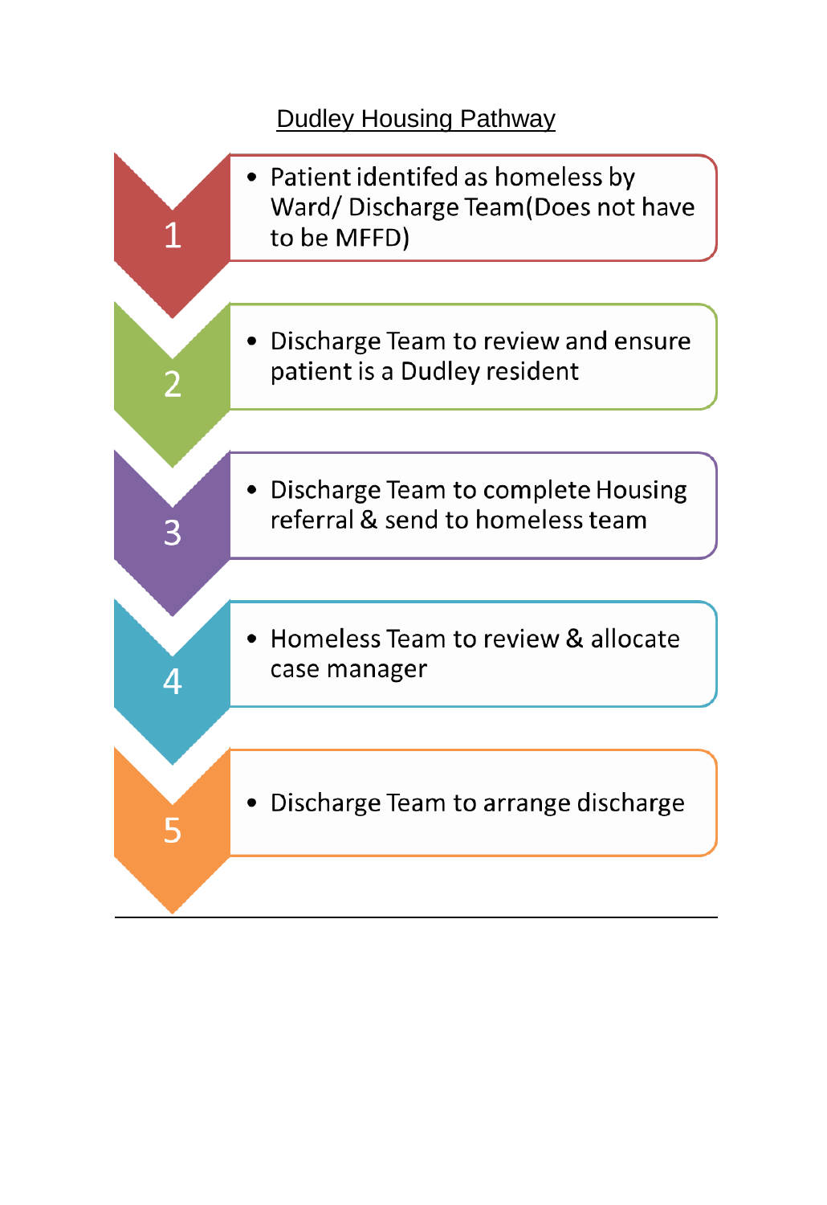## Dudley Housing Pathway

1. Patient identifed as homeless by Ward/ Discharge Team(Does not have to be MFFD)
2. Discharge Team to review and ensure patient is a Dudley resident
3. Discharge Team to complete Housing referral & send to homeless team
4. Homeless Team to review & allocate case manager
5. Discharge Team to arrange discharge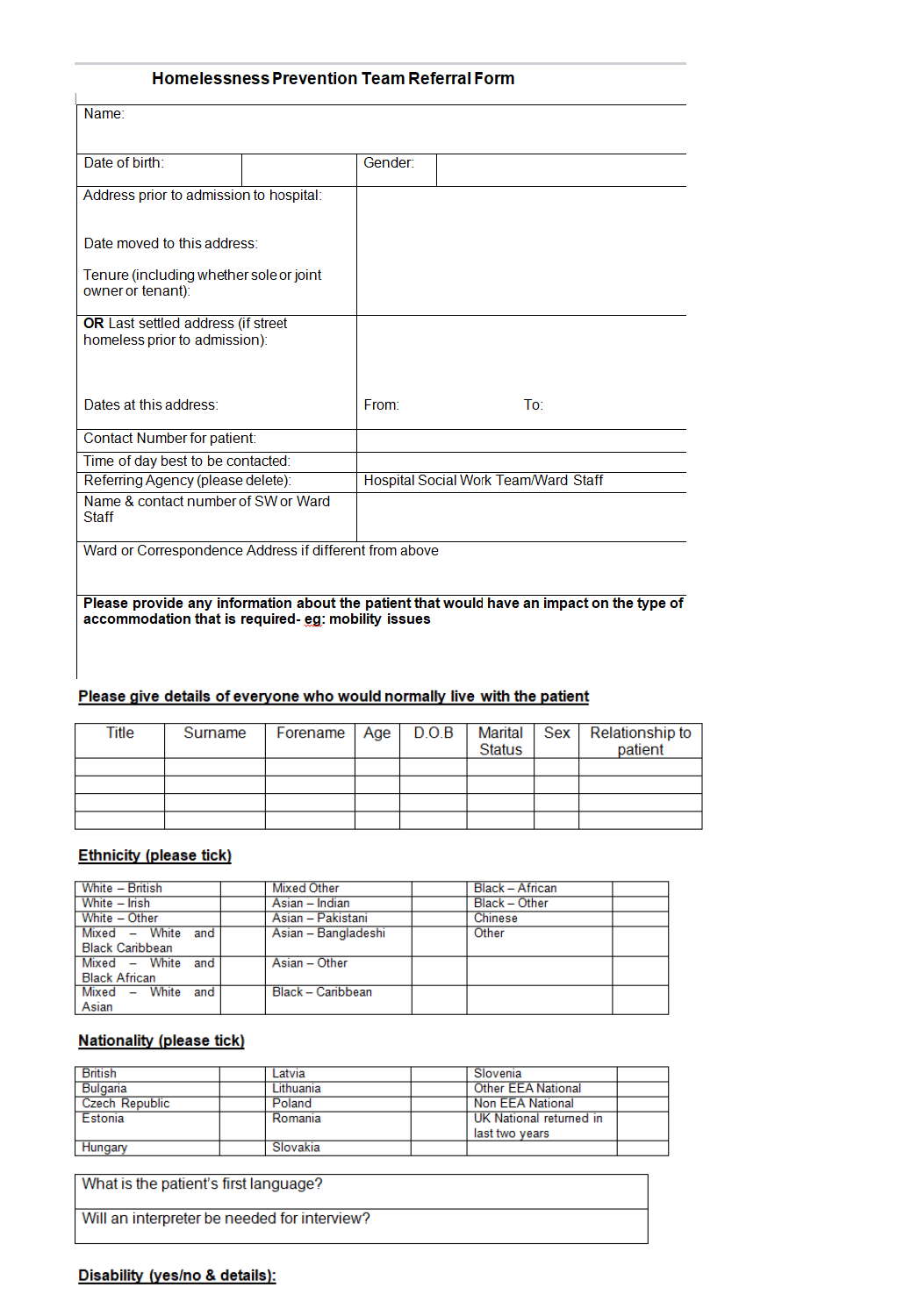# Homelessness Prevention Team Referral Form

| Name: | | | |
|---|---|---|---|
| Date of birth: | | Gender: | |
| Address prior to admission to hospital:<br><br>Date moved to this address:<br><br>Tenure (including whether sole or joint owner or tenant): | | | |
| **OR** Last settled address (if street homeless prior to admission):<br><br>Dates at this address: | From: | To: | |
| Contact Number for patient: | | | |
| Time of day best to be contacted: | | | |
| Referring Agency (please delete): | Hospital Social Work Team/Ward Staff | | |
| Name & contact number of SW or Ward Staff | | | |
| Ward or Correspondence Address if different from above | | | |
| **Please provide any information about the patient that would have an impact on the type of accommodation that is required- eg: mobility issues** | | | |

**Please give details of everyone who would normally live with the patient**

| Title | Surname | Forename | Age | D.O.B | Marital Status | Sex | Relationship to patient |
|---|---|---|---|---|---|---|---|
| | | | | | | | |
| | | | | | | | |
| | | | | | | | |
| | | | | | | | |

**Ethnicity (please tick)**

| | | | | | |
|---|---|---|---|---|---|
| White – British | | Mixed Other | | Black – African | |
| White – Irish | | Asian – Indian | | Black – Other | |
| White – Other | | Asian – Pakistani | | Chinese | |
| Mixed – White and Black Caribbean | | Asian – Bangladeshi | | Other | |
| Mixed – White and Black African | | Asian – Other | | | |
| Mixed – White and Asian | | Black – Caribbean | | | |

**Nationality (please tick)**

| | | | | | |
|---|---|---|---|---|---|
| British | | Latvia | | Slovenia | |
| Bulgaria | | Lithuania | | Other EEA National | |
| Czech Republic | | Poland | | Non EEA National | |
| Estonia | | Romania | | UK National returned in last two years | |
| Hungary | | Slovakia | | | |

| |
|---|
| What is the patient's first language? |
| Will an interpreter be needed for interview? |

**Disability (yes/no & details):**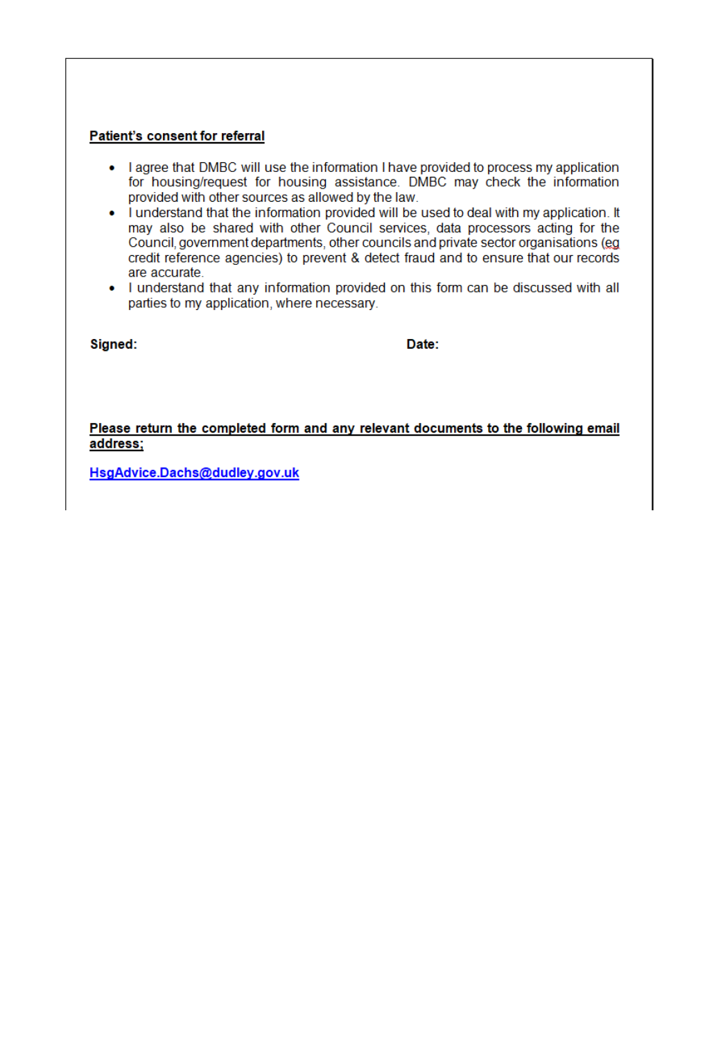**Patient's consent for referral**

- I agree that DMBC will use the information I have provided to process my application for housing/request for housing assistance. DMBC may check the information provided with other sources as allowed by the law.
- I understand that the information provided will be used to deal with my application. It may also be shared with other Council services, data processors acting for the Council, government departments, other councils and private sector organisations (eg credit reference agencies) to prevent & detect fraud and to ensure that our records are accurate.
- I understand that any information provided on this form can be discussed with all parties to my application, where necessary.

**Signed:** **Date:**

**Please return the completed form and any relevant documents to the following email address;**

HsgAdvice.Dachs@dudley.gov.uk